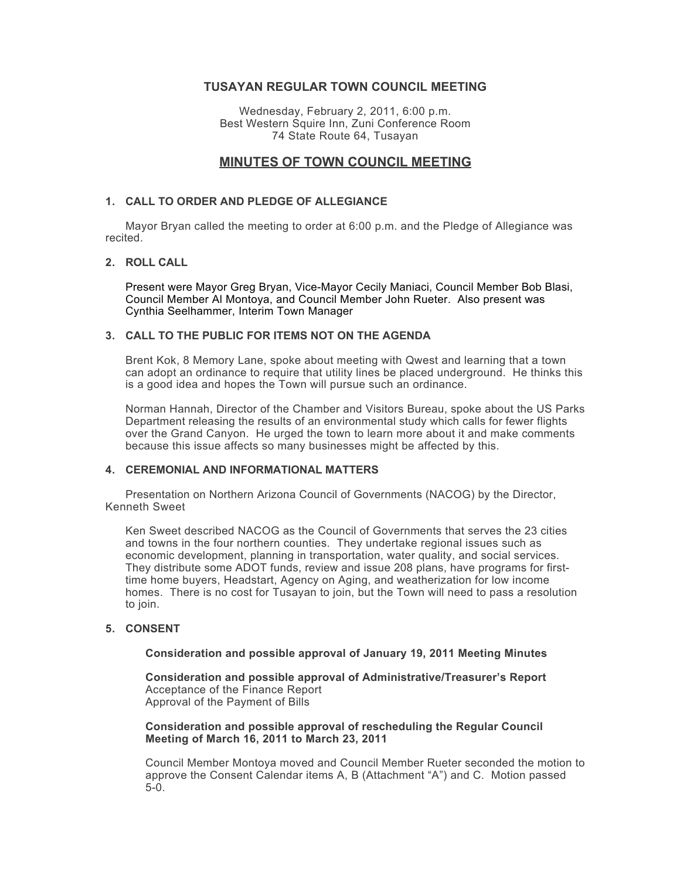# TUSAYAN REGULAR TOWN COUNCIL MEETING

Wednesday, February 2, 2011, 6:00 p.m.
Best Western Squire Inn, Zuni Conference Room
74 State Route 64, Tusayan

## MINUTES OF TOWN COUNCIL MEETING

### 1. CALL TO ORDER AND PLEDGE OF ALLEGIANCE

Mayor Bryan called the meeting to order at 6:00 p.m. and the Pledge of Allegiance was recited.

### 2. ROLL CALL

Present were Mayor Greg Bryan, Vice-Mayor Cecily Maniaci, Council Member Bob Blasi, Council Member Al Montoya, and Council Member John Rueter. Also present was Cynthia Seelhammer, Interim Town Manager

### 3. CALL TO THE PUBLIC FOR ITEMS NOT ON THE AGENDA

Brent Kok, 8 Memory Lane, spoke about meeting with Qwest and learning that a town can adopt an ordinance to require that utility lines be placed underground. He thinks this is a good idea and hopes the Town will pursue such an ordinance.

Norman Hannah, Director of the Chamber and Visitors Bureau, spoke about the US Parks Department releasing the results of an environmental study which calls for fewer flights over the Grand Canyon. He urged the town to learn more about it and make comments because this issue affects so many businesses might be affected by this.

### 4. CEREMONIAL AND INFORMATIONAL MATTERS

Presentation on Northern Arizona Council of Governments (NACOG) by the Director, Kenneth Sweet

Ken Sweet described NACOG as the Council of Governments that serves the 23 cities and towns in the four northern counties. They undertake regional issues such as economic development, planning in transportation, water quality, and social services. They distribute some ADOT funds, review and issue 208 plans, have programs for first-time home buyers, Headstart, Agency on Aging, and weatherization for low income homes. There is no cost for Tusayan to join, but the Town will need to pass a resolution to join.

### 5. CONSENT

**Consideration and possible approval of January 19, 2011 Meeting Minutes**

**Consideration and possible approval of Administrative/Treasurer's Report**
Acceptance of the Finance Report
Approval of the Payment of Bills

**Consideration and possible approval of rescheduling the Regular Council Meeting of March 16, 2011 to March 23, 2011**

Council Member Montoya moved and Council Member Rueter seconded the motion to approve the Consent Calendar items A, B (Attachment "A") and C. Motion passed 5-0.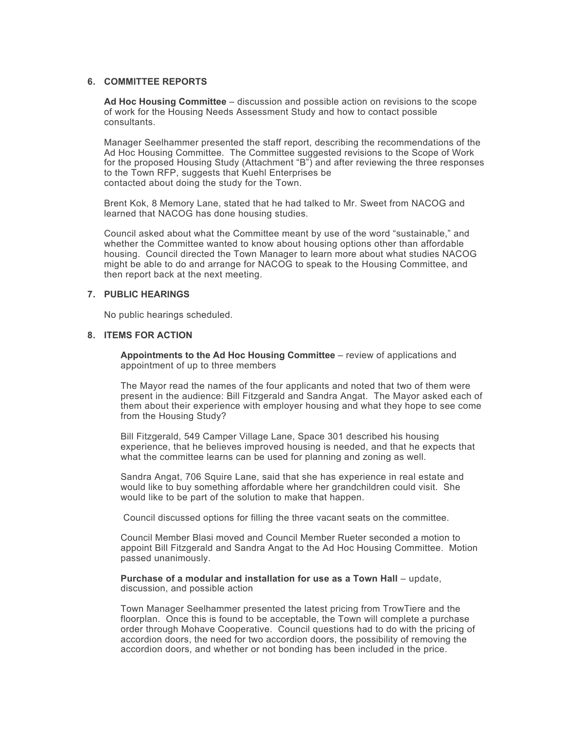## 6. COMMITTEE REPORTS

**Ad Hoc Housing Committee** – discussion and possible action on revisions to the scope of work for the Housing Needs Assessment Study and how to contact possible consultants.

Manager Seelhammer presented the staff report, describing the recommendations of the Ad Hoc Housing Committee. The Committee suggested revisions to the Scope of Work for the proposed Housing Study (Attachment "B") and after reviewing the three responses to the Town RFP, suggests that Kuehl Enterprises be contacted about doing the study for the Town.

Brent Kok, 8 Memory Lane, stated that he had talked to Mr. Sweet from NACOG and learned that NACOG has done housing studies.

Council asked about what the Committee meant by use of the word "sustainable," and whether the Committee wanted to know about housing options other than affordable housing. Council directed the Town Manager to learn more about what studies NACOG might be able to do and arrange for NACOG to speak to the Housing Committee, and then report back at the next meeting.

## 7. PUBLIC HEARINGS

No public hearings scheduled.

## 8. ITEMS FOR ACTION

**Appointments to the Ad Hoc Housing Committee** – review of applications and appointment of up to three members

The Mayor read the names of the four applicants and noted that two of them were present in the audience: Bill Fitzgerald and Sandra Angat. The Mayor asked each of them about their experience with employer housing and what they hope to see come from the Housing Study?

Bill Fitzgerald, 549 Camper Village Lane, Space 301 described his housing experience, that he believes improved housing is needed, and that he expects that what the committee learns can be used for planning and zoning as well.

Sandra Angat, 706 Squire Lane, said that she has experience in real estate and would like to buy something affordable where her grandchildren could visit. She would like to be part of the solution to make that happen.

Council discussed options for filling the three vacant seats on the committee.

Council Member Blasi moved and Council Member Rueter seconded a motion to appoint Bill Fitzgerald and Sandra Angat to the Ad Hoc Housing Committee. Motion passed unanimously.

**Purchase of a modular and installation for use as a Town Hall** – update, discussion, and possible action

Town Manager Seelhammer presented the latest pricing from TrowTiere and the floorplan. Once this is found to be acceptable, the Town will complete a purchase order through Mohave Cooperative. Council questions had to do with the pricing of accordion doors, the need for two accordion doors, the possibility of removing the accordion doors, and whether or not bonding has been included in the price.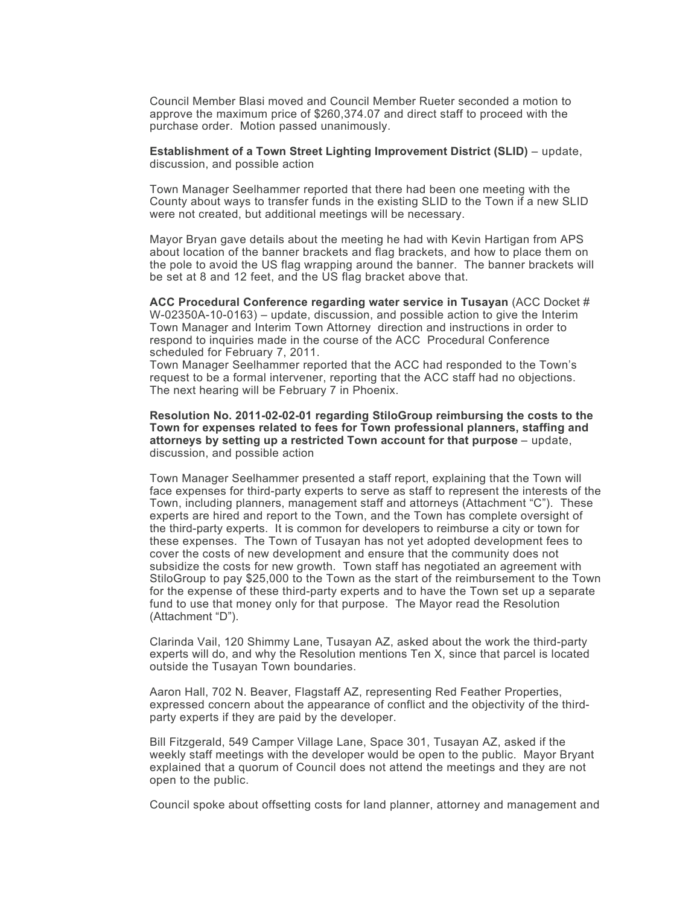Council Member Blasi moved and Council Member Rueter seconded a motion to approve the maximum price of $260,374.07 and direct staff to proceed with the purchase order. Motion passed unanimously.

**Establishment of a Town Street Lighting Improvement District (SLID)** – update, discussion, and possible action

Town Manager Seelhammer reported that there had been one meeting with the County about ways to transfer funds in the existing SLID to the Town if a new SLID were not created, but additional meetings will be necessary.

Mayor Bryan gave details about the meeting he had with Kevin Hartigan from APS about location of the banner brackets and flag brackets, and how to place them on the pole to avoid the US flag wrapping around the banner. The banner brackets will be set at 8 and 12 feet, and the US flag bracket above that.

**ACC Procedural Conference regarding water service in Tusayan** (ACC Docket # W-02350A-10-0163) – update, discussion, and possible action to give the Interim Town Manager and Interim Town Attorney direction and instructions in order to respond to inquiries made in the course of the ACC Procedural Conference scheduled for February 7, 2011.
Town Manager Seelhammer reported that the ACC had responded to the Town's request to be a formal intervener, reporting that the ACC staff had no objections. The next hearing will be February 7 in Phoenix.

**Resolution No. 2011-02-02-01 regarding StiloGroup reimbursing the costs to the Town for expenses related to fees for Town professional planners, staffing and attorneys by setting up a restricted Town account for that purpose** – update, discussion, and possible action

Town Manager Seelhammer presented a staff report, explaining that the Town will face expenses for third-party experts to serve as staff to represent the interests of the Town, including planners, management staff and attorneys (Attachment "C"). These experts are hired and report to the Town, and the Town has complete oversight of the third-party experts. It is common for developers to reimburse a city or town for these expenses. The Town of Tusayan has not yet adopted development fees to cover the costs of new development and ensure that the community does not subsidize the costs for new growth. Town staff has negotiated an agreement with StiloGroup to pay $25,000 to the Town as the start of the reimbursement to the Town for the expense of these third-party experts and to have the Town set up a separate fund to use that money only for that purpose. The Mayor read the Resolution (Attachment "D").

Clarinda Vail, 120 Shimmy Lane, Tusayan AZ, asked about the work the third-party experts will do, and why the Resolution mentions Ten X, since that parcel is located outside the Tusayan Town boundaries.

Aaron Hall, 702 N. Beaver, Flagstaff AZ, representing Red Feather Properties, expressed concern about the appearance of conflict and the objectivity of the third-party experts if they are paid by the developer.

Bill Fitzgerald, 549 Camper Village Lane, Space 301, Tusayan AZ, asked if the weekly staff meetings with the developer would be open to the public. Mayor Bryant explained that a quorum of Council does not attend the meetings and they are not open to the public.

Council spoke about offsetting costs for land planner, attorney and management and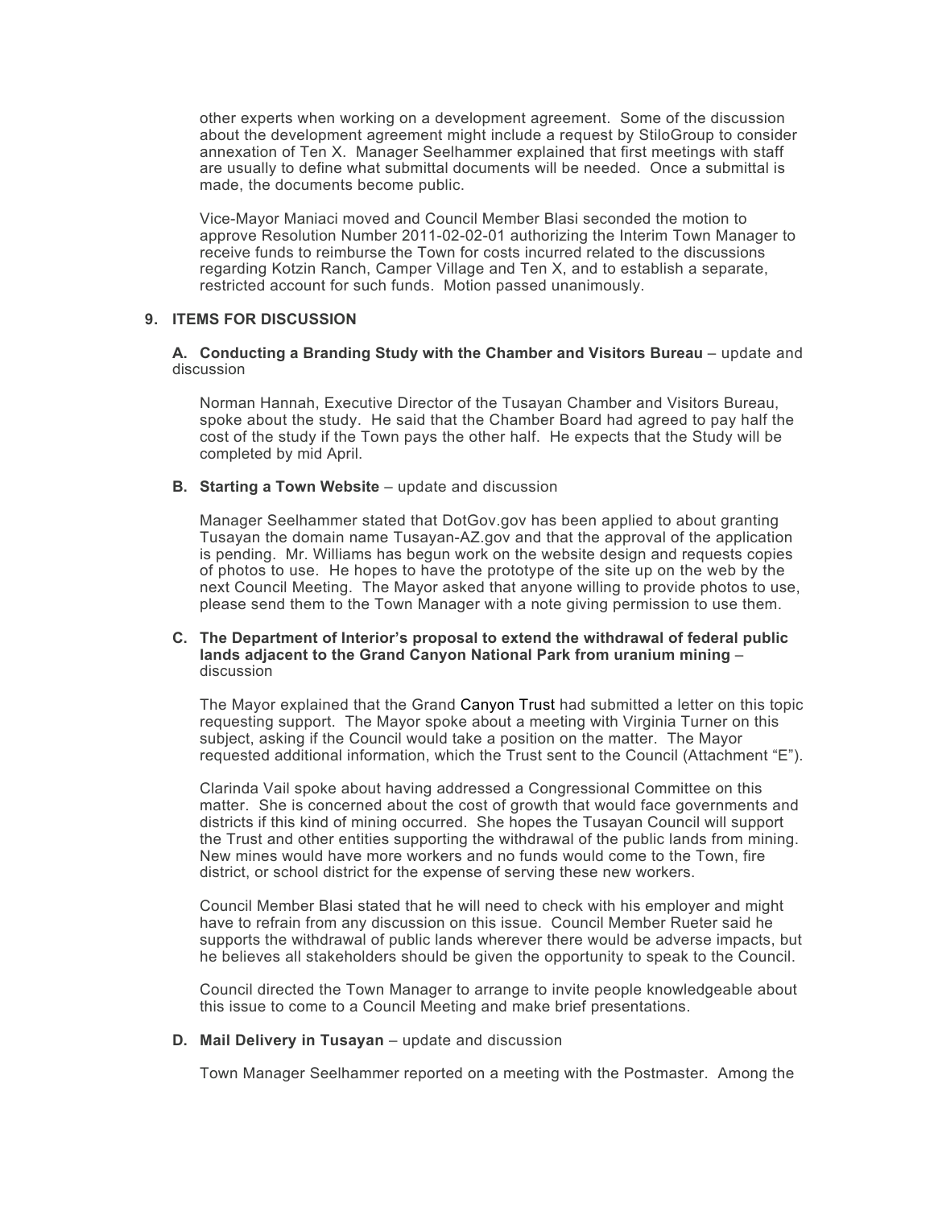other experts when working on a development agreement. Some of the discussion about the development agreement might include a request by StiloGroup to consider annexation of Ten X. Manager Seelhammer explained that first meetings with staff are usually to define what submittal documents will be needed. Once a submittal is made, the documents become public.

Vice-Mayor Maniaci moved and Council Member Blasi seconded the motion to approve Resolution Number 2011-02-02-01 authorizing the Interim Town Manager to receive funds to reimburse the Town for costs incurred related to the discussions regarding Kotzin Ranch, Camper Village and Ten X, and to establish a separate, restricted account for such funds. Motion passed unanimously.

## 9. ITEMS FOR DISCUSSION

**A. Conducting a Branding Study with the Chamber and Visitors Bureau** – update and discussion

Norman Hannah, Executive Director of the Tusayan Chamber and Visitors Bureau, spoke about the study. He said that the Chamber Board had agreed to pay half the cost of the study if the Town pays the other half. He expects that the Study will be completed by mid April.

**B. Starting a Town Website** – update and discussion

Manager Seelhammer stated that DotGov.gov has been applied to about granting Tusayan the domain name Tusayan-AZ.gov and that the approval of the application is pending. Mr. Williams has begun work on the website design and requests copies of photos to use. He hopes to have the prototype of the site up on the web by the next Council Meeting. The Mayor asked that anyone willing to provide photos to use, please send them to the Town Manager with a note giving permission to use them.

**C. The Department of Interior's proposal to extend the withdrawal of federal public lands adjacent to the Grand Canyon National Park from uranium mining** – discussion

The Mayor explained that the Grand Canyon Trust had submitted a letter on this topic requesting support. The Mayor spoke about a meeting with Virginia Turner on this subject, asking if the Council would take a position on the matter. The Mayor requested additional information, which the Trust sent to the Council (Attachment "E").

Clarinda Vail spoke about having addressed a Congressional Committee on this matter. She is concerned about the cost of growth that would face governments and districts if this kind of mining occurred. She hopes the Tusayan Council will support the Trust and other entities supporting the withdrawal of the public lands from mining. New mines would have more workers and no funds would come to the Town, fire district, or school district for the expense of serving these new workers.

Council Member Blasi stated that he will need to check with his employer and might have to refrain from any discussion on this issue. Council Member Rueter said he supports the withdrawal of public lands wherever there would be adverse impacts, but he believes all stakeholders should be given the opportunity to speak to the Council.

Council directed the Town Manager to arrange to invite people knowledgeable about this issue to come to a Council Meeting and make brief presentations.

**D. Mail Delivery in Tusayan** – update and discussion

Town Manager Seelhammer reported on a meeting with the Postmaster. Among the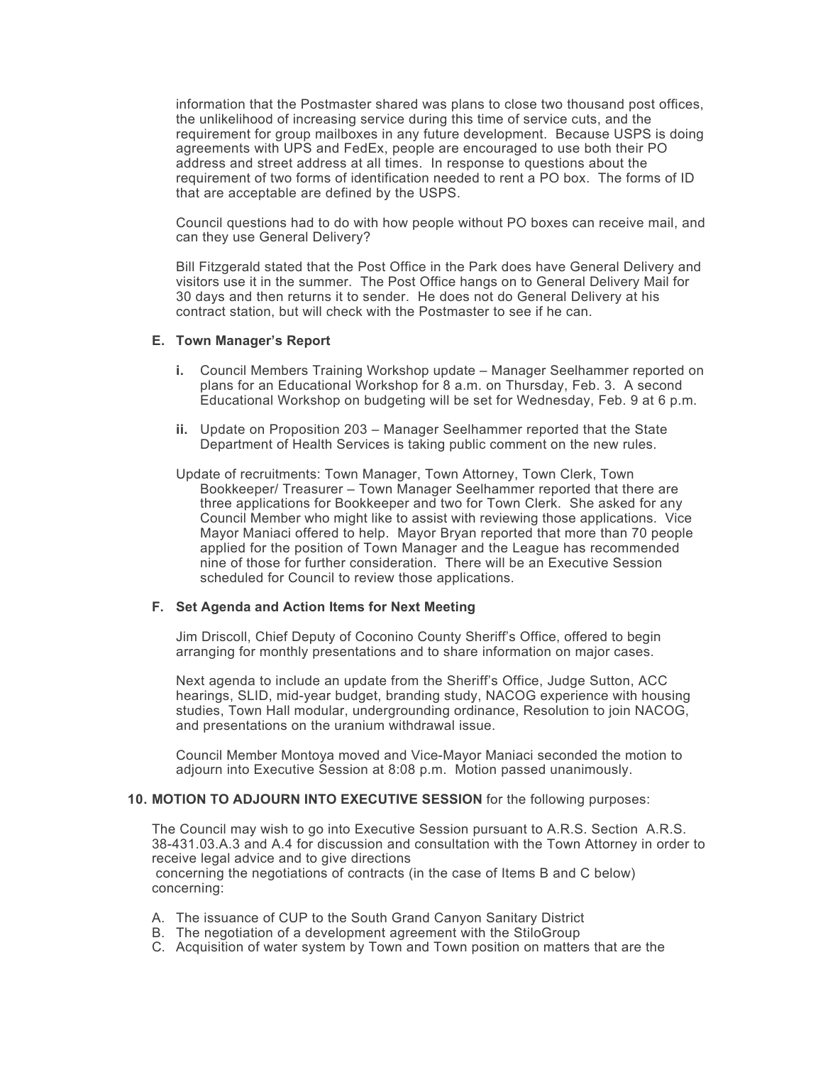information that the Postmaster shared was plans to close two thousand post offices, the unlikelihood of increasing service during this time of service cuts, and the requirement for group mailboxes in any future development. Because USPS is doing agreements with UPS and FedEx, people are encouraged to use both their PO address and street address at all times. In response to questions about the requirement of two forms of identification needed to rent a PO box. The forms of ID that are acceptable are defined by the USPS.

Council questions had to do with how people without PO boxes can receive mail, and can they use General Delivery?

Bill Fitzgerald stated that the Post Office in the Park does have General Delivery and visitors use it in the summer. The Post Office hangs on to General Delivery Mail for 30 days and then returns it to sender. He does not do General Delivery at his contract station, but will check with the Postmaster to see if he can.

**E. Town Manager's Report**

- **i.** Council Members Training Workshop update – Manager Seelhammer reported on plans for an Educational Workshop for 8 a.m. on Thursday, Feb. 3. A second Educational Workshop on budgeting will be set for Wednesday, Feb. 9 at 6 p.m.
- **ii.** Update on Proposition 203 – Manager Seelhammer reported that the State Department of Health Services is taking public comment on the new rules.

Update of recruitments: Town Manager, Town Attorney, Town Clerk, Town Bookkeeper/ Treasurer – Town Manager Seelhammer reported that there are three applications for Bookkeeper and two for Town Clerk. She asked for any Council Member who might like to assist with reviewing those applications. Vice Mayor Maniaci offered to help. Mayor Bryan reported that more than 70 people applied for the position of Town Manager and the League has recommended nine of those for further consideration. There will be an Executive Session scheduled for Council to review those applications.

**F. Set Agenda and Action Items for Next Meeting**

Jim Driscoll, Chief Deputy of Coconino County Sheriff's Office, offered to begin arranging for monthly presentations and to share information on major cases.

Next agenda to include an update from the Sheriff's Office, Judge Sutton, ACC hearings, SLID, mid-year budget, branding study, NACOG experience with housing studies, Town Hall modular, undergrounding ordinance, Resolution to join NACOG, and presentations on the uranium withdrawal issue.

Council Member Montoya moved and Vice-Mayor Maniaci seconded the motion to adjourn into Executive Session at 8:08 p.m. Motion passed unanimously.

**10. MOTION TO ADJOURN INTO EXECUTIVE SESSION** for the following purposes:

The Council may wish to go into Executive Session pursuant to A.R.S. Section A.R.S. 38-431.03.A.3 and A.4 for discussion and consultation with the Town Attorney in order to receive legal advice and to give directions
concerning the negotiations of contracts (in the case of Items B and C below) concerning:

A. The issuance of CUP to the South Grand Canyon Sanitary District
B. The negotiation of a development agreement with the StiloGroup
C. Acquisition of water system by Town and Town position on matters that are the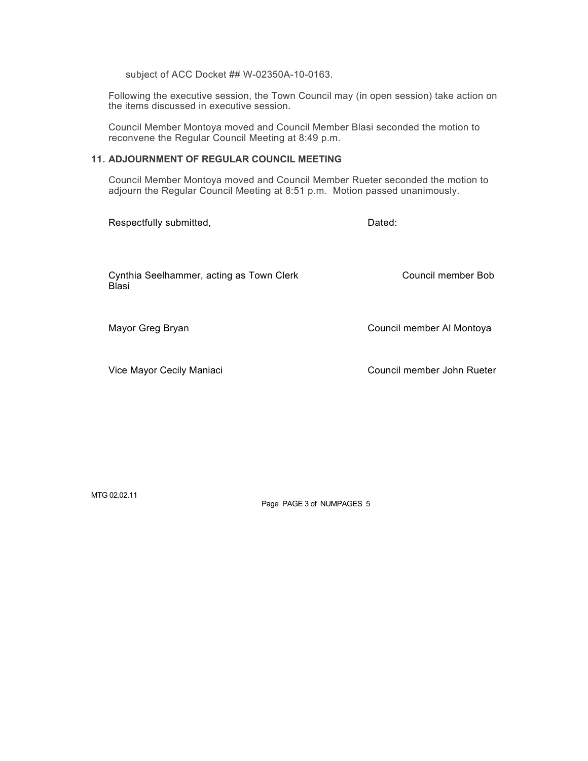subject of ACC Docket ## W-02350A-10-0163.

Following the executive session, the Town Council may (in open session) take action on the items discussed in executive session.

Council Member Montoya moved and Council Member Blasi seconded the motion to reconvene the Regular Council Meeting at 8:49 p.m.

**11. ADJOURNMENT OF REGULAR COUNCIL MEETING**

Council Member Montoya moved and Council Member Rueter seconded the motion to adjourn the Regular Council Meeting at 8:51 p.m. Motion passed unanimously.

Respectfully submitted, Dated:

Cynthia Seelhammer, acting as Town Clerk Council member Bob Blasi

Mayor Greg Bryan Council member Al Montoya

Vice Mayor Cecily Maniaci Council member John Rueter

MTG 02.02.11